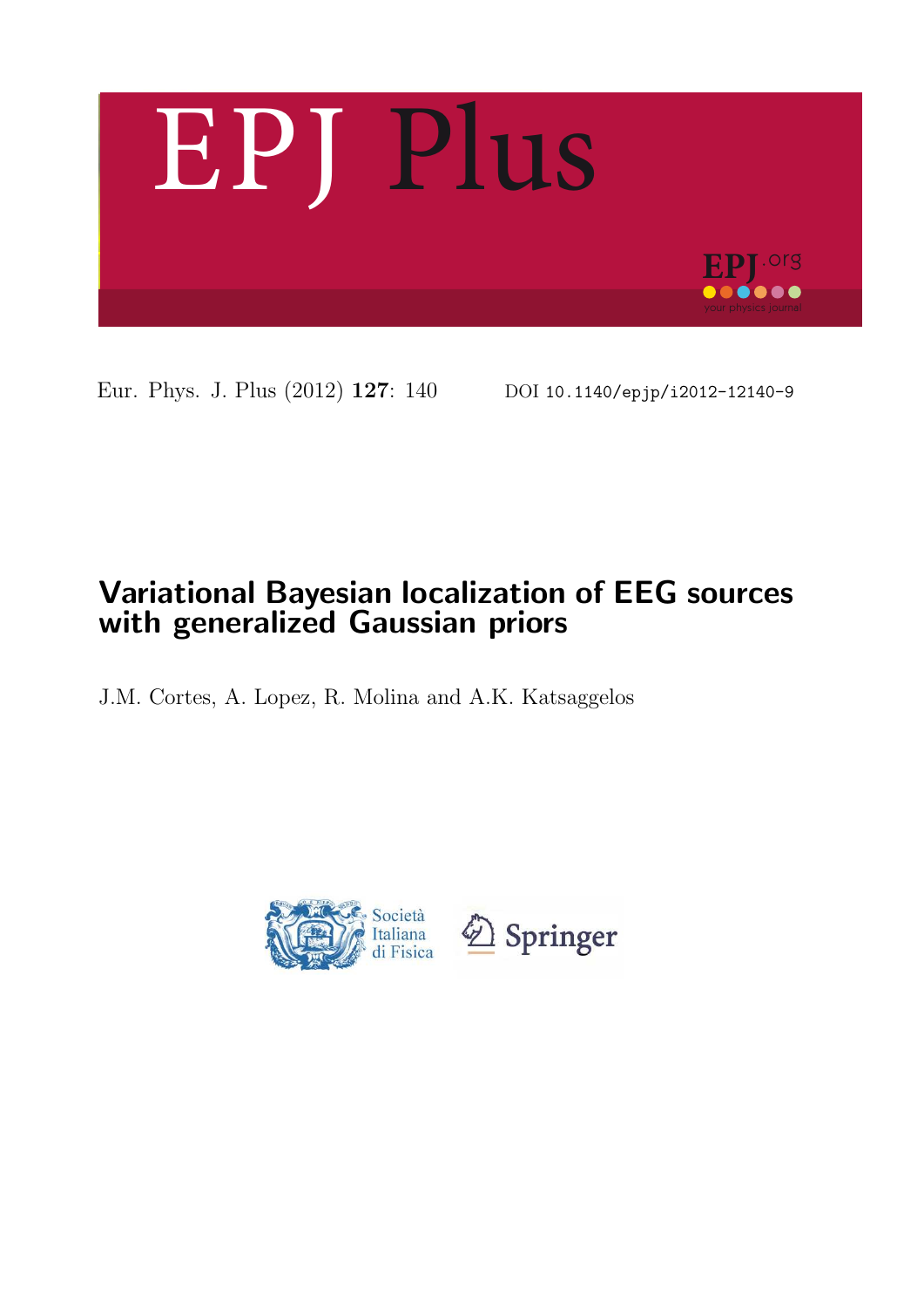EPJ Plus

Eur. Phys. J. Plus (2012) **127**: 140 DOI 10.1140/epjp/i2012-12140-9

# Variational Bayesian localization of EEG sources with generalized Gaussian priors

J.M. Cortes, A. Lopez, R. Molina and A.K. Katsaggelos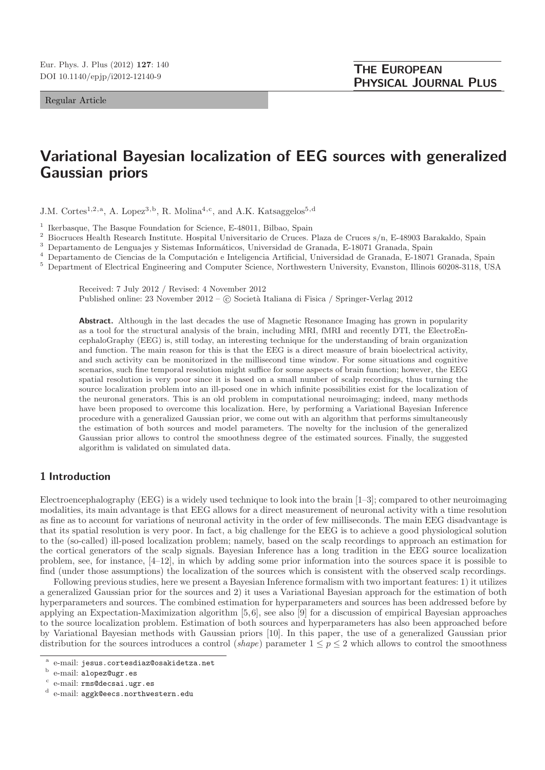Regular Article

# Variational Bayesian localization of EEG sources with generalized Gaussian priors

J.M. Cortes[1,2,a], A. Lopez[3,b], R. Molina[4,c], and A.K. Katsaggelos[5,d]

[1] Ikerbasque, The Basque Foundation for Science, E-48011, Bilbao, Spain
[2] Biocruces Health Research Institute. Hospital Universitario de Cruces. Plaza de Cruces s/n, E-48903 Barakaldo, Spain
[3] Departamento de Lenguajes y Sistemas Informáticos, Universidad de Granada, E-18071 Granada, Spain
[4] Departamento de Ciencias de la Computación e Inteligencia Artificial, Universidad de Granada, E-18071 Granada, Spain
[5] Department of Electrical Engineering and Computer Science, Northwestern University, Evanston, Illinois 60208-3118, USA

Received: 7 July 2012 / Revised: 4 November 2012
Published online: 23 November 2012 – © Società Italiana di Fisica / Springer-Verlag 2012

**Abstract.** Although in the last decades the use of Magnetic Resonance Imaging has grown in popularity as a tool for the structural analysis of the brain, including MRI, fMRI and recently DTI, the ElectroEncephaloGraphy (EEG) is, still today, an interesting technique for the understanding of brain organization and function. The main reason for this is that the EEG is a direct measure of brain bioelectrical activity, and such activity can be monitorized in the millisecond time window. For some situations and cognitive scenarios, such fine temporal resolution might suffice for some aspects of brain function; however, the EEG spatial resolution is very poor since it is based on a small number of scalp recordings, thus turning the source localization problem into an ill-posed one in which infinite possibilities exist for the localization of the neuronal generators. This is an old problem in computational neuroimaging; indeed, many methods have been proposed to overcome this localization. Here, by performing a Variational Bayesian Inference procedure with a generalized Gaussian prior, we come out with an algorithm that performs simultaneously the estimation of both sources and model parameters. The novelty for the inclusion of the generalized Gaussian prior allows to control the smoothness degree of the estimated sources. Finally, the suggested algorithm is validated on simulated data.

## 1 Introduction

Electroencephalography (EEG) is a widely used technique to look into the brain [1–3]; compared to other neuroimaging modalities, its main advantage is that EEG allows for a direct measurement of neuronal activity with a time resolution as fine as to account for variations of neuronal activity in the order of few milliseconds. The main EEG disadvantage is that its spatial resolution is very poor. In fact, a big challenge for the EEG is to achieve a good physiological solution to the (so-called) ill-posed localization problem; namely, based on the scalp recordings to approach an estimation for the cortical generators of the scalp signals. Bayesian Inference has a long tradition in the EEG source localization problem, see, for instance, [4–12], in which by adding some prior information into the sources space it is possible to find (under those assumptions) the localization of the sources which is consistent with the observed scalp recordings.

Following previous studies, here we present a Bayesian Inference formalism with two important features: 1) it utilizes a generalized Gaussian prior for the sources and 2) it uses a Variational Bayesian approach for the estimation of both hyperparameters and sources. The combined estimation for hyperparameters and sources has been addressed before by applying an Expectation-Maximization algorithm [5,6], see also [9] for a discussion of empirical Bayesian approaches to the source localization problem. Estimation of both sources and hyperparameters has also been approached before by Variational Bayesian methods with Gaussian priors [10]. In this paper, the use of a generalized Gaussian prior distribution for the sources introduces a control (*shape*) parameter $1 \leq p \leq 2$ which allows to control the smoothness

[a] e-mail: jesus.cortesdiaz@osakidetza.net
[b] e-mail: alopez@ugr.es
[c] e-mail: rms@decsai.ugr.es
[d] e-mail: aggk@eecs.northwestern.edu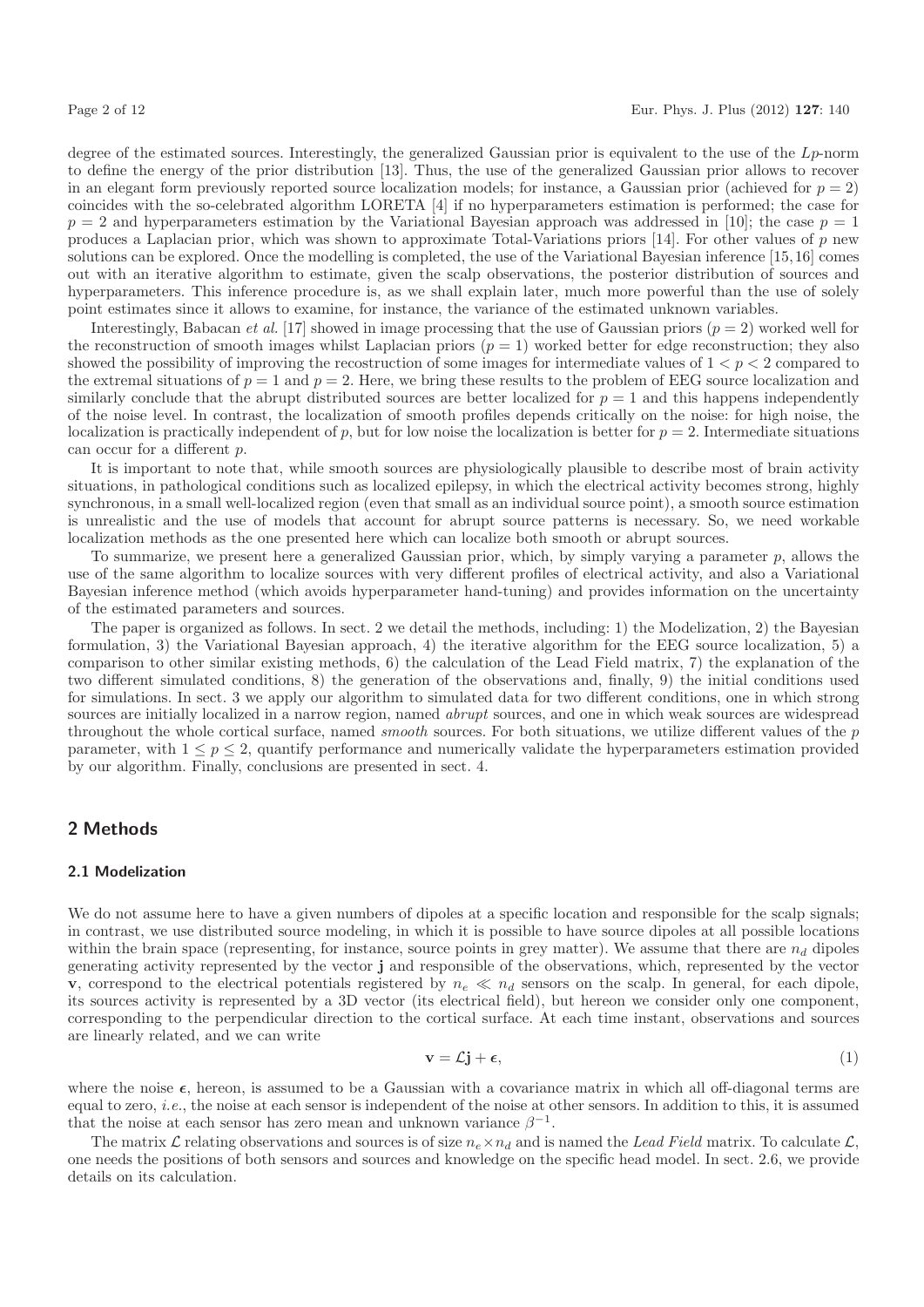degree of the estimated sources. Interestingly, the generalized Gaussian prior is equivalent to the use of the $Lp$-norm to define the energy of the prior distribution [13]. Thus, the use of the generalized Gaussian prior allows to recover in an elegant form previously reported source localization models; for instance, a Gaussian prior (achieved for $p = 2$) coincides with the so-celebrated algorithm LORETA [4] if no hyperparameters estimation is performed; the case for $p = 2$ and hyperparameters estimation by the Variational Bayesian approach was addressed in [10]; the case $p = 1$ produces a Laplacian prior, which was shown to approximate Total-Variations priors [14]. For other values of $p$ new solutions can be explored. Once the modelling is completed, the use of the Variational Bayesian inference [15,16] comes out with an iterative algorithm to estimate, given the scalp observations, the posterior distribution of sources and hyperparameters. This inference procedure is, as we shall explain later, much more powerful than the use of solely point estimates since it allows to examine, for instance, the variance of the estimated unknown variables.

Interestingly, Babacan *et al.* [17] showed in image processing that the use of Gaussian priors ($p = 2$) worked well for the reconstruction of smooth images whilst Laplacian priors ($p = 1$) worked better for edge reconstruction; they also showed the possibility of improving the recostruction of some images for intermediate values of $1 < p < 2$ compared to the extremal situations of $p = 1$ and $p = 2$. Here, we bring these results to the problem of EEG source localization and similarly conclude that the abrupt distributed sources are better localized for $p = 1$ and this happens independently of the noise level. In contrast, the localization of smooth profiles depends critically on the noise: for high noise, the localization is practically independent of $p$, but for low noise the localization is better for $p = 2$. Intermediate situations can occur for a different $p$.

It is important to note that, while smooth sources are physiologically plausible to describe most of brain activity situations, in pathological conditions such as localized epilepsy, in which the electrical activity becomes strong, highly synchronous, in a small well-localized region (even that small as an individual source point), a smooth source estimation is unrealistic and the use of models that account for abrupt source patterns is necessary. So, we need workable localization methods as the one presented here which can localize both smooth or abrupt sources.

To summarize, we present here a generalized Gaussian prior, which, by simply varying a parameter $p$, allows the use of the same algorithm to localize sources with very different profiles of electrical activity, and also a Variational Bayesian inference method (which avoids hyperparameter hand-tuning) and provides information on the uncertainty of the estimated parameters and sources.

The paper is organized as follows. In sect. 2 we detail the methods, including: 1) the Modelization, 2) the Bayesian formulation, 3) the Variational Bayesian approach, 4) the iterative algorithm for the EEG source localization, 5) a comparison to other similar existing methods, 6) the calculation of the Lead Field matrix, 7) the explanation of the two different simulated conditions, 8) the generation of the observations and, finally, 9) the initial conditions used for simulations. In sect. 3 we apply our algorithm to simulated data for two different conditions, one in which strong sources are initially localized in a narrow region, named *abrupt* sources, and one in which weak sources are widespread throughout the whole cortical surface, named *smooth* sources. For both situations, we utilize different values of the $p$ parameter, with $1 \le p \le 2$, quantify performance and numerically validate the hyperparameters estimation provided by our algorithm. Finally, conclusions are presented in sect. 4.

## 2 Methods

### 2.1 Modelization

We do not assume here to have a given numbers of dipoles at a specific location and responsible for the scalp signals; in contrast, we use distributed source modeling, in which it is possible to have source dipoles at all possible locations within the brain space (representing, for instance, source points in grey matter). We assume that there are $n_d$ dipoles generating activity represented by the vector $\mathbf{j}$ and responsible of the observations, which, represented by the vector $\mathbf{v}$, correspond to the electrical potentials registered by $n_e \ll n_d$ sensors on the scalp. In general, for each dipole, its sources activity is represented by a 3D vector (its electrical field), but hereon we consider only one component, corresponding to the perpendicular direction to the cortical surface. At each time instant, observations and sources are linearly related, and we can write

$$\mathbf{v} = \mathcal{L}\mathbf{j} + \boldsymbol{\epsilon}, \tag{1}$$

where the noise $\boldsymbol{\epsilon}$, hereon, is assumed to be a Gaussian with a covariance matrix in which all off-diagonal terms are equal to zero, *i.e.*, the noise at each sensor is independent of the noise at other sensors. In addition to this, it is assumed that the noise at each sensor has zero mean and unknown variance $\beta^{-1}$.

The matrix $\mathcal{L}$ relating observations and sources is of size $n_e \times n_d$ and is named the *Lead Field* matrix. To calculate $\mathcal{L}$, one needs the positions of both sensors and sources and knowledge on the specific head model. In sect. 2.6, we provide details on its calculation.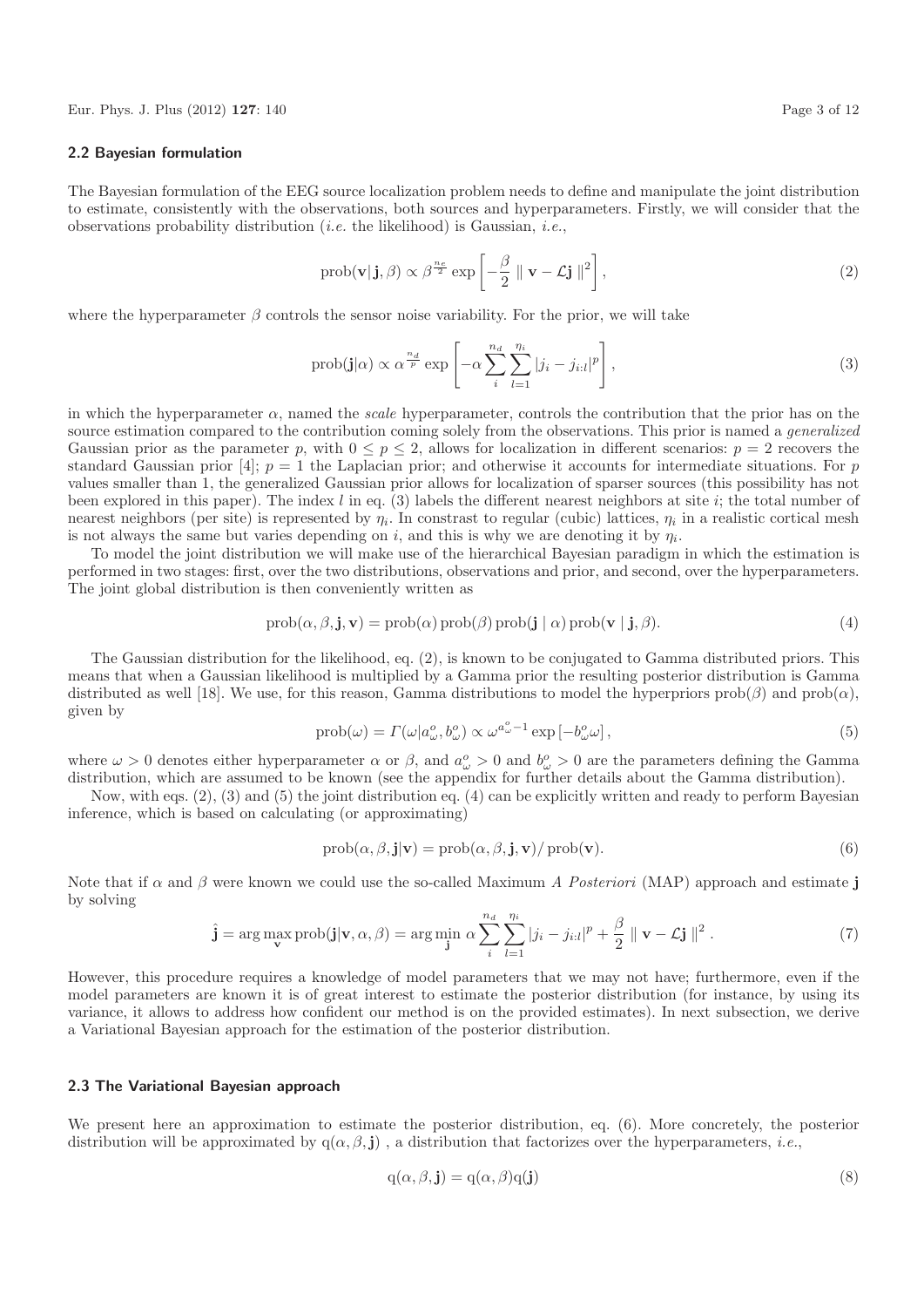### 2.2 Bayesian formulation

The Bayesian formulation of the EEG source localization problem needs to define and manipulate the joint distribution to estimate, consistently with the observations, both sources and hyperparameters. Firstly, we will consider that the observations probability distribution (*i.e.* the likelihood) is Gaussian, *i.e.*,

$$\mathrm{prob}(\mathbf{v}|\,\mathbf{j},\beta) \propto \beta^{\frac{n_e}{2}} \exp\left[-\frac{\beta}{2} \parallel \mathbf{v} - \mathcal{L}\mathbf{j} \parallel^2\right], \tag{2}$$

where the hyperparameter $\beta$ controls the sensor noise variability. For the prior, we will take

$$\mathrm{prob}(\mathbf{j}|\alpha) \propto \alpha^{\frac{n_d}{p}} \exp\left[-\alpha \sum_{i}^{n_d} \sum_{l=1}^{\eta_i} |j_i - j_{i:l}|^p\right], \tag{3}$$

in which the hyperparameter $\alpha$, named the *scale* hyperparameter, controls the contribution that the prior has on the source estimation compared to the contribution coming solely from the observations. This prior is named a *generalized* Gaussian prior as the parameter $p$, with $0 \leq p \leq 2$, allows for localization in different scenarios: $p = 2$ recovers the standard Gaussian prior [4]; $p = 1$ the Laplacian prior; and otherwise it accounts for intermediate situations. For $p$ values smaller than 1, the generalized Gaussian prior allows for localization of sparser sources (this possibility has not been explored in this paper). The index $l$ in eq. (3) labels the different nearest neighbors at site $i$; the total number of nearest neighbors (per site) is represented by $\eta_i$. In constrast to regular (cubic) lattices, $\eta_i$ in a realistic cortical mesh is not always the same but varies depending on $i$, and this is why we are denoting it by $\eta_i$.

To model the joint distribution we will make use of the hierarchical Bayesian paradigm in which the estimation is performed in two stages: first, over the two distributions, observations and prior, and second, over the hyperparameters. The joint global distribution is then conveniently written as

$$\mathrm{prob}(\alpha, \beta, \mathbf{j}, \mathbf{v}) = \mathrm{prob}(\alpha)\,\mathrm{prob}(\beta)\,\mathrm{prob}(\mathbf{j} \mid \alpha)\,\mathrm{prob}(\mathbf{v} \mid \mathbf{j}, \beta). \tag{4}$$

The Gaussian distribution for the likelihood, eq. (2), is known to be conjugated to Gamma distributed priors. This means that when a Gaussian likelihood is multiplied by a Gamma prior the resulting posterior distribution is Gamma distributed as well [18]. We use, for this reason, Gamma distributions to model the hyperpriors $\mathrm{prob}(\beta)$ and $\mathrm{prob}(\alpha)$, given by

$$\mathrm{prob}(\omega) = \Gamma(\omega|a_\omega^o, b_\omega^o) \propto \omega^{a_\omega^o - 1} \exp\left[-b_\omega^o \omega\right], \tag{5}$$

where $\omega > 0$ denotes either hyperparameter $\alpha$ or $\beta$, and $a_\omega^o > 0$ and $b_\omega^o > 0$ are the parameters defining the Gamma distribution, which are assumed to be known (see the appendix for further details about the Gamma distribution).

Now, with eqs. (2), (3) and (5) the joint distribution eq. (4) can be explicitly written and ready to perform Bayesian inference, which is based on calculating (or approximating)

$$\mathrm{prob}(\alpha, \beta, \mathbf{j}|\mathbf{v}) = \mathrm{prob}(\alpha, \beta, \mathbf{j}, \mathbf{v}) / \mathrm{prob}(\mathbf{v}). \tag{6}$$

Note that if $\alpha$ and $\beta$ were known we could use the so-called Maximum *A Posteriori* (MAP) approach and estimate $\mathbf{j}$ by solving

$$\hat{\mathbf{j}} = \arg\max_{\mathbf{v}} \mathrm{prob}(\mathbf{j}|\mathbf{v}, \alpha, \beta) = \arg\min_{\mathbf{j}} \, \alpha \sum_{i}^{n_d} \sum_{l=1}^{\eta_i} |j_i - j_{i:l}|^p + \frac{\beta}{2} \parallel \mathbf{v} - \mathcal{L}\mathbf{j} \parallel^2. \tag{7}$$

However, this procedure requires a knowledge of model parameters that we may not have; furthermore, even if the model parameters are known it is of great interest to estimate the posterior distribution (for instance, by using its variance, it allows to address how confident our method is on the provided estimates). In next subsection, we derive a Variational Bayesian approach for the estimation of the posterior distribution.

### 2.3 The Variational Bayesian approach

We present here an approximation to estimate the posterior distribution, eq. (6). More concretely, the posterior distribution will be approximated by $\mathrm{q}(\alpha, \beta, \mathbf{j})$ , a distribution that factorizes over the hyperparameters, *i.e.*,

$$\mathrm{q}(\alpha, \beta, \mathbf{j}) = \mathrm{q}(\alpha, \beta)\mathrm{q}(\mathbf{j}) \tag{8}$$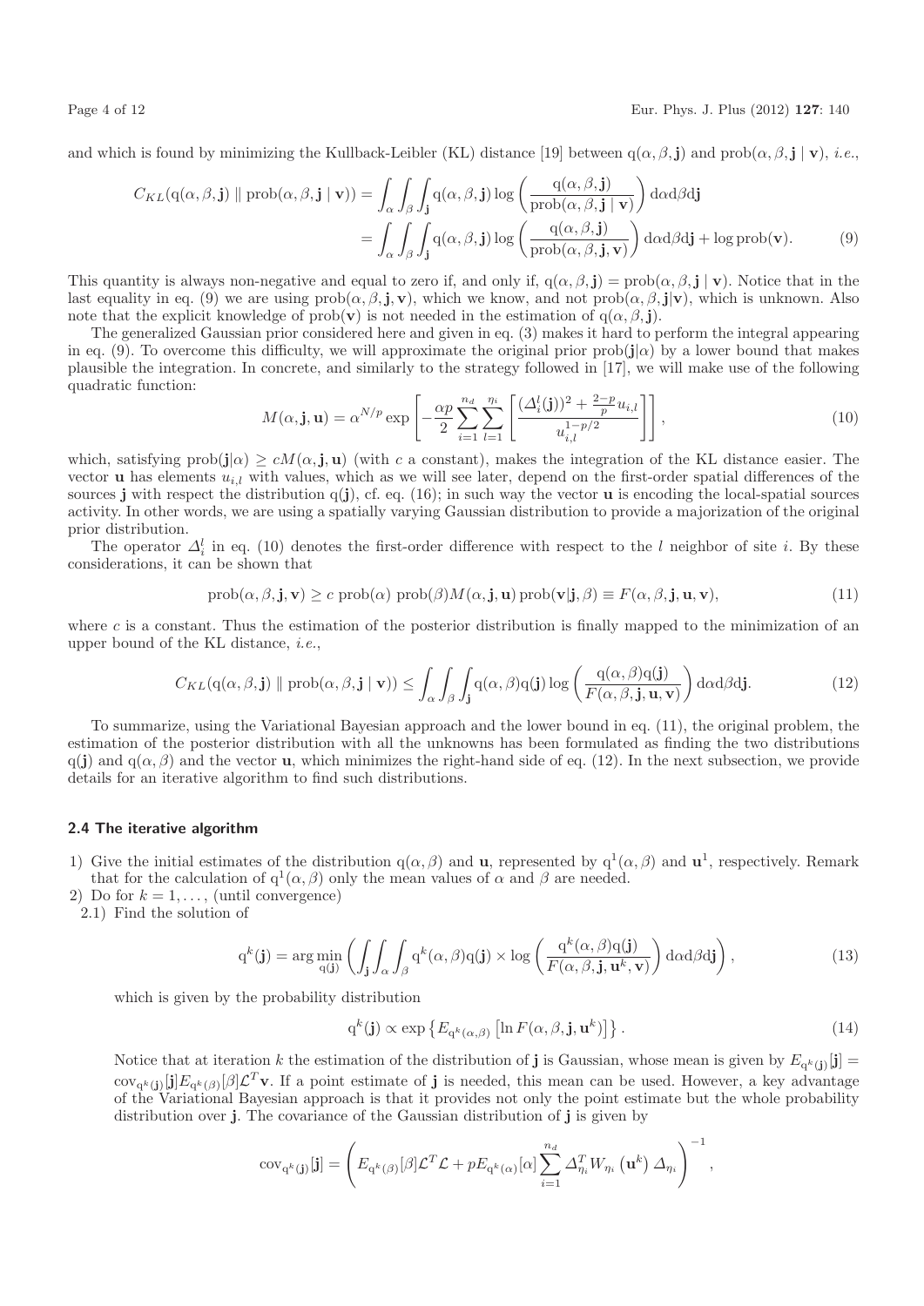and which is found by minimizing the Kullback-Leibler (KL) distance [19] between $\mathrm{q}(\alpha,\beta,\mathbf{j})$ and $\mathrm{prob}(\alpha,\beta,\mathbf{j}\mid\mathbf{v})$, *i.e.*,

$$
\begin{aligned}
C_{KL}(\mathrm{q}(\alpha,\beta,\mathbf{j}) \parallel \mathrm{prob}(\alpha,\beta,\mathbf{j}\mid\mathbf{v})) &= \int_\alpha\int_\beta\int_{\mathbf{j}} \mathrm{q}(\alpha,\beta,\mathbf{j})\log\left(\frac{\mathrm{q}(\alpha,\beta,\mathbf{j})}{\mathrm{prob}(\alpha,\beta,\mathbf{j}\mid\mathbf{v})}\right)\mathrm{d}\alpha\mathrm{d}\beta\mathrm{d}\mathbf{j}\\
&= \int_\alpha\int_\beta\int_{\mathbf{j}} \mathrm{q}(\alpha,\beta,\mathbf{j})\log\left(\frac{\mathrm{q}(\alpha,\beta,\mathbf{j})}{\mathrm{prob}(\alpha,\beta,\mathbf{j},\mathbf{v})}\right)\mathrm{d}\alpha\mathrm{d}\beta\mathrm{d}\mathbf{j} + \log\mathrm{prob}(\mathbf{v}).
\end{aligned}
\tag{9}
$$

This quantity is always non-negative and equal to zero if, and only if, $\mathrm{q}(\alpha,\beta,\mathbf{j}) = \mathrm{prob}(\alpha,\beta,\mathbf{j}\mid\mathbf{v})$. Notice that in the last equality in eq. (9) we are using $\mathrm{prob}(\alpha,\beta,\mathbf{j},\mathbf{v})$, which we know, and not $\mathrm{prob}(\alpha,\beta,\mathbf{j}|\mathbf{v})$, which is unknown. Also note that the explicit knowledge of $\mathrm{prob}(\mathbf{v})$ is not needed in the estimation of $\mathrm{q}(\alpha,\beta,\mathbf{j})$.

The generalized Gaussian prior considered here and given in eq. (3) makes it hard to perform the integral appearing in eq. (9). To overcome this difficulty, we will approximate the original prior $\mathrm{prob}(\mathbf{j}|\alpha)$ by a lower bound that makes plausible the integration. In concrete, and similarly to the strategy followed in [17], we will make use of the following quadratic function:

$$
M(\alpha,\mathbf{j},\mathbf{u}) = \alpha^{N/p}\exp\left[-\frac{\alpha p}{2}\sum_{i=1}^{n_d}\sum_{l=1}^{\eta_i}\left[\frac{(\Delta_i^l(\mathbf{j}))^2 + \frac{2-p}{p}u_{i,l}}{u_{i,l}^{1-p/2}}\right]\right],
\tag{10}
$$

which, satisfying $\mathrm{prob}(\mathbf{j}|\alpha) \geq cM(\alpha,\mathbf{j},\mathbf{u})$ (with $c$ a constant), makes the integration of the KL distance easier. The vector $\mathbf{u}$ has elements $u_{i,l}$ with values, which as we will see later, depend on the first-order spatial differences of the sources $\mathbf{j}$ with respect the distribution $\mathrm{q}(\mathbf{j})$, cf. eq. (16); in such way the vector $\mathbf{u}$ is encoding the local-spatial sources activity. In other words, we are using a spatially varying Gaussian distribution to provide a majorization of the original prior distribution.

The operator $\Delta_i^l$ in eq. (10) denotes the first-order difference with respect to the $l$ neighbor of site $i$. By these considerations, it can be shown that

$$
\mathrm{prob}(\alpha,\beta,\mathbf{j},\mathbf{v}) \geq c\ \mathrm{prob}(\alpha)\ \mathrm{prob}(\beta)M(\alpha,\mathbf{j},\mathbf{u})\,\mathrm{prob}(\mathbf{v}|\mathbf{j},\beta) \equiv F(\alpha,\beta,\mathbf{j},\mathbf{u},\mathbf{v}),
\tag{11}
$$

where $c$ is a constant. Thus the estimation of the posterior distribution is finally mapped to the minimization of an upper bound of the KL distance, *i.e.*,

$$
C_{KL}(\mathrm{q}(\alpha,\beta,\mathbf{j}) \parallel \mathrm{prob}(\alpha,\beta,\mathbf{j}\mid\mathbf{v})) \leq \int_\alpha\int_\beta\int_{\mathbf{j}} \mathrm{q}(\alpha,\beta)\mathrm{q}(\mathbf{j})\log\left(\frac{\mathrm{q}(\alpha,\beta)\mathrm{q}(\mathbf{j})}{F(\alpha,\beta,\mathbf{j},\mathbf{u},\mathbf{v})}\right)\mathrm{d}\alpha\mathrm{d}\beta\mathrm{d}\mathbf{j}.
\tag{12}
$$

To summarize, using the Variational Bayesian approach and the lower bound in eq. (11), the original problem, the estimation of the posterior distribution with all the unknowns has been formulated as finding the two distributions $\mathrm{q}(\mathbf{j})$ and $\mathrm{q}(\alpha,\beta)$ and the vector $\mathbf{u}$, which minimizes the right-hand side of eq. (12). In the next subsection, we provide details for an iterative algorithm to find such distributions.

### 2.4 The iterative algorithm

1) Give the initial estimates of the distribution $\mathrm{q}(\alpha,\beta)$ and $\mathbf{u}$, represented by $\mathrm{q}^1(\alpha,\beta)$ and $\mathbf{u}^1$, respectively. Remark that for the calculation of $\mathrm{q}^1(\alpha,\beta)$ only the mean values of $\alpha$ and $\beta$ are needed.
2) Do for $k = 1,\ldots,$ (until convergence)
   2.1) Find the solution of

$$
\mathrm{q}^k(\mathbf{j}) = \arg\min_{\mathrm{q}(\mathbf{j})}\left(\int_{\mathbf{j}}\int_\alpha\int_\beta \mathrm{q}^k(\alpha,\beta)\mathrm{q}(\mathbf{j})\times\log\left(\frac{\mathrm{q}^k(\alpha,\beta)\mathrm{q}(\mathbf{j})}{F(\alpha,\beta,\mathbf{j},\mathbf{u}^k,\mathbf{v})}\right)\mathrm{d}\alpha\mathrm{d}\beta\mathrm{d}\mathbf{j}\right),
\tag{13}
$$

which is given by the probability distribution

$$
\mathrm{q}^k(\mathbf{j}) \propto \exp\left\{E_{\mathrm{q}^k(\alpha,\beta)}\left[\ln F(\alpha,\beta,\mathbf{j},\mathbf{u}^k)\right]\right\}.
\tag{14}
$$

Notice that at iteration $k$ the estimation of the distribution of $\mathbf{j}$ is Gaussian, whose mean is given by $E_{\mathrm{q}^k(\mathbf{j})}[\mathbf{j}] = \mathrm{cov}_{\mathrm{q}^k(\mathbf{j})}[\mathbf{j}]E_{\mathrm{q}^k(\beta)}[\beta]\mathcal{L}^T\mathbf{v}$. If a point estimate of $\mathbf{j}$ is needed, this mean can be used. However, a key advantage of the Variational Bayesian approach is that it provides not only the point estimate but the whole probability distribution over $\mathbf{j}$. The covariance of the Gaussian distribution of $\mathbf{j}$ is given by

$$
\mathrm{cov}_{\mathrm{q}^k(\mathbf{j})}[\mathbf{j}] = \left(E_{\mathrm{q}^k(\beta)}[\beta]\mathcal{L}^T\mathcal{L} + pE_{\mathrm{q}^k(\alpha)}[\alpha]\sum_{i=1}^{n_d}\Delta_{\eta_i}^T W_{\eta_i}\left(\mathbf{u}^k\right)\Delta_{\eta_i}\right)^{-1},
$$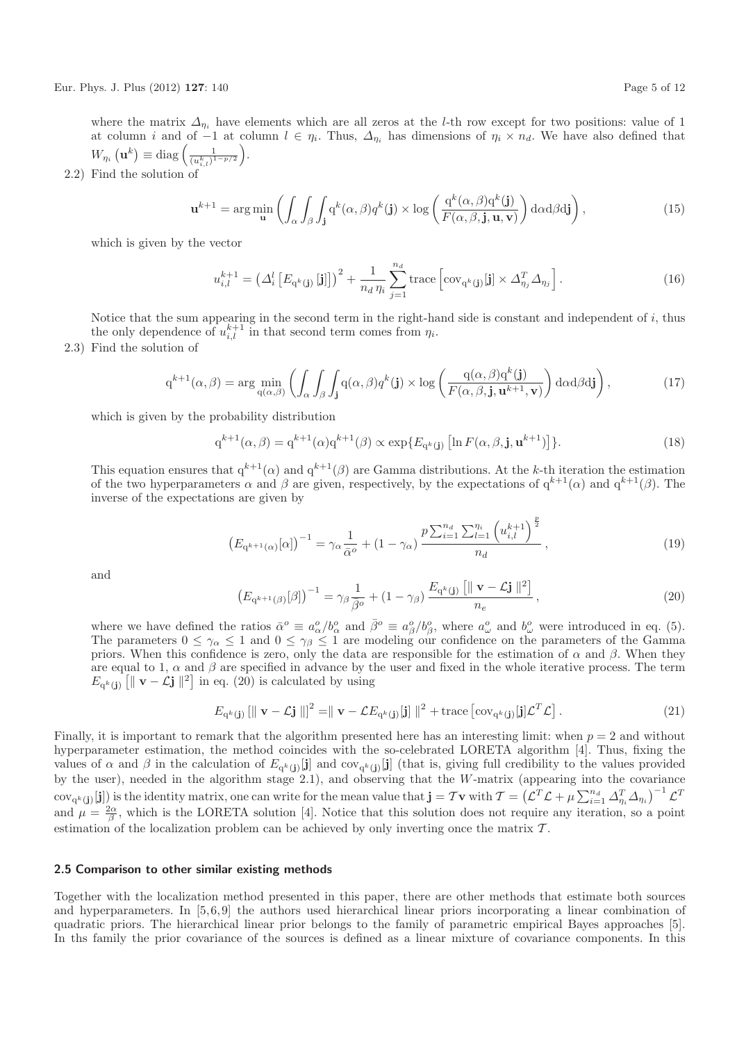where the matrix $\Delta_{\eta_i}$ have elements which are all zeros at the $l$-th row except for two positions: value of 1 at column $i$ and of $-1$ at column $l \in \eta_i$. Thus, $\Delta_{\eta_i}$ has dimensions of $\eta_i \times n_d$. We have also defined that $W_{\eta_i}\left(\mathbf{u}^k\right) \equiv \mathrm{diag}\left(\frac{1}{(u_{i,l}^k)^{1-p/2}}\right)$.

2.2) Find the solution of

$$\mathbf{u}^{k+1} = \arg\min_{\mathbf{u}} \left( \int_\alpha \int_\beta \int_{\mathbf{j}} \mathrm{q}^k(\alpha,\beta) q^k(\mathbf{j}) \times \log\left( \frac{\mathrm{q}^k(\alpha,\beta)\mathrm{q}^k(\mathbf{j})}{F(\alpha,\beta,\mathbf{j},\mathbf{u},\mathbf{v})} \right) \mathrm{d}\alpha \mathrm{d}\beta \mathrm{d}\mathbf{j} \right), \tag{15}$$

which is given by the vector

$$u_{i,l}^{k+1} = \left(\Delta_i^l \left[E_{\mathrm{q}^k(\mathbf{j})}\left[\mathbf{j}\right]\right]\right)^2 + \frac{1}{n_d\,\eta_i} \sum_{j=1}^{n_d} \mathrm{trace}\left[\mathrm{cov}_{\mathrm{q}^k(\mathbf{j})}[\mathbf{j}] \times \Delta_{\eta_j}^T \Delta_{\eta_j}\right]. \tag{16}$$

Notice that the sum appearing in the second term in the right-hand side is constant and independent of $i$, thus the only dependence of $u_{i,l}^{k+1}$ in that second term comes from $\eta_i$.

2.3) Find the solution of

$$\mathrm{q}^{k+1}(\alpha,\beta) = \arg\min_{\mathrm{q}(\alpha,\beta)} \left( \int_\alpha \int_\beta \int_{\mathbf{j}} \mathrm{q}(\alpha,\beta) q^k(\mathbf{j}) \times \log\left( \frac{\mathrm{q}(\alpha,\beta)\mathrm{q}^k(\mathbf{j})}{F(\alpha,\beta,\mathbf{j},\mathbf{u}^{k+1},\mathbf{v})} \right) \mathrm{d}\alpha \mathrm{d}\beta \mathrm{d}\mathbf{j} \right), \tag{17}$$

which is given by the probability distribution

$$\mathrm{q}^{k+1}(\alpha,\beta) = \mathrm{q}^{k+1}(\alpha)\mathrm{q}^{k+1}(\beta) \propto \exp\{E_{\mathrm{q}^k(\mathbf{j})}\left[\ln F(\alpha,\beta,\mathbf{j},\mathbf{u}^{k+1})\right]\}. \tag{18}$$

This equation ensures that $\mathrm{q}^{k+1}(\alpha)$ and $\mathrm{q}^{k+1}(\beta)$ are Gamma distributions. At the $k$-th iteration the estimation of the two hyperparameters $\alpha$ and $\beta$ are given, respectively, by the expectations of $\mathrm{q}^{k+1}(\alpha)$ and $\mathrm{q}^{k+1}(\beta)$. The inverse of the expectations are given by

$$\left(E_{\mathrm{q}^{k+1}(\alpha)}[\alpha]\right)^{-1} = \gamma_\alpha \frac{1}{\bar{\alpha}^o} + (1-\gamma_\alpha)\,\frac{p\sum_{i=1}^{n_d}\sum_{l=1}^{\eta_i}\left(u_{i,l}^{k+1}\right)^{\frac{p}{2}}}{n_d}, \tag{19}$$

and

$$\left(E_{\mathrm{q}^{k+1}(\beta)}[\beta]\right)^{-1} = \gamma_\beta \frac{1}{\bar{\beta}^o} + (1-\gamma_\beta)\,\frac{E_{\mathrm{q}^k(\mathbf{j})}\left[\|\,\mathbf{v}-\mathcal{L}\mathbf{j}\,\|^2\right]}{n_e}, \tag{20}$$

where we have defined the ratios $\bar{\alpha}^o \equiv a_\alpha^o/b_\alpha^o$ and $\bar{\beta}^o \equiv a_\beta^o/b_\beta^o$, where $a_\omega^o$ and $b_\omega^o$ were introduced in eq. (5). The parameters $0 \le \gamma_\alpha \le 1$ and $0 \le \gamma_\beta \le 1$ are modeling our confidence on the parameters of the Gamma priors. When this confidence is zero, only the data are responsible for the estimation of $\alpha$ and $\beta$. When they are equal to 1, $\alpha$ and $\beta$ are specified in advance by the user and fixed in the whole iterative process. The term $E_{\mathrm{q}^k(\mathbf{j})}\left[\|\,\mathbf{v}-\mathcal{L}\mathbf{j}\,\|^2\right]$ in eq. (20) is calculated by using

$$E_{\mathrm{q}^k(\mathbf{j})}\left[\|\,\mathbf{v}-\mathcal{L}\mathbf{j}\,\|\right]^2 = \|\,\mathbf{v}-\mathcal{L}E_{\mathrm{q}^k(\mathbf{j})}[\mathbf{j}]\,\|^2 + \mathrm{trace}\left[\mathrm{cov}_{\mathrm{q}^k(\mathbf{j})}[\mathbf{j}]\mathcal{L}^T\mathcal{L}\right]. \tag{21}$$

Finally, it is important to remark that the algorithm presented here has an interesting limit: when $p=2$ and without hyperparameter estimation, the method coincides with the so-celebrated LORETA algorithm [4]. Thus, fixing the values of $\alpha$ and $\beta$ in the calculation of $E_{\mathrm{q}^k(\mathbf{j})}[\mathbf{j}]$ and $\mathrm{cov}_{\mathrm{q}^k(\mathbf{j})}[\mathbf{j}]$ (that is, giving full credibility to the values provided by the user), needed in the algorithm stage 2.1), and observing that the $W$-matrix (appearing into the covariance $\mathrm{cov}_{\mathrm{q}^k(\mathbf{j})}[\mathbf{j}]$) is the identity matrix, one can write for the mean value that $\mathbf{j} = \mathcal{T}\mathbf{v}$ with $\mathcal{T} = \left(\mathcal{L}^T\mathcal{L} + \mu\sum_{i=1}^{n_d}\Delta_{\eta_i}^T\Delta_{\eta_i}\right)^{-1}\mathcal{L}^T$ and $\mu = \frac{2\alpha}{\beta}$, which is the LORETA solution [4]. Notice that this solution does not require any iteration, so a point estimation of the localization problem can be achieved by only inverting once the matrix $\mathcal{T}$.

### 2.5 Comparison to other similar existing methods

Together with the localization method presented in this paper, there are other methods that estimate both sources and hyperparameters. In [5,6,9] the authors used hierarchical linear priors incorporating a linear combination of quadratic priors. The hierarchical linear prior belongs to the family of parametric empirical Bayes approaches [5]. In ths family the prior covariance of the sources is defined as a linear mixture of covariance components. In this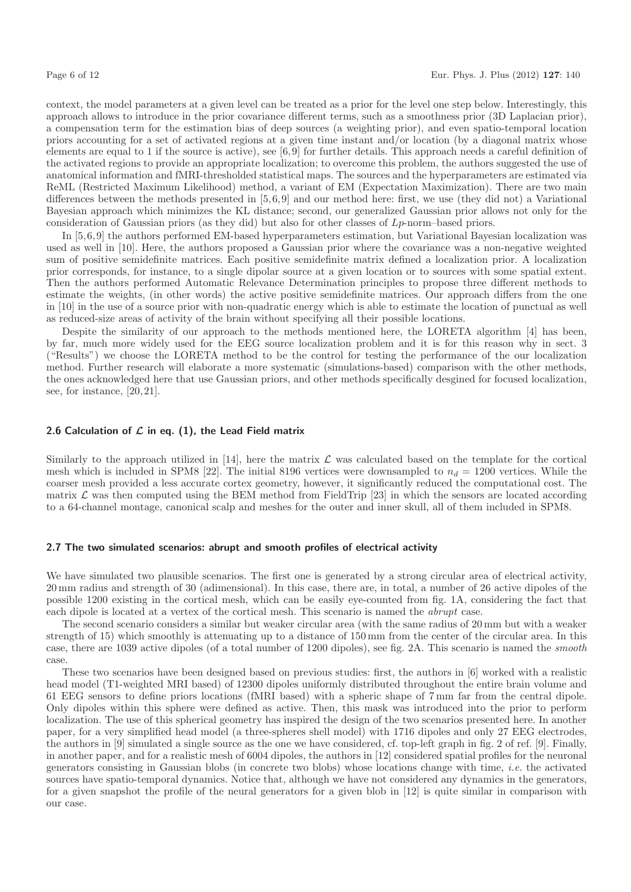context, the model parameters at a given level can be treated as a prior for the level one step below. Interestingly, this approach allows to introduce in the prior covariance different terms, such as a smoothness prior (3D Laplacian prior), a compensation term for the estimation bias of deep sources (a weighting prior), and even spatio-temporal location priors accounting for a set of activated regions at a given time instant and/or location (by a diagonal matrix whose elements are equal to 1 if the source is active), see [6,9] for further details. This approach needs a careful definition of the activated regions to provide an appropriate localization; to overcome this problem, the authors suggested the use of anatomical information and fMRI-thresholded statistical maps. The sources and the hyperparameters are estimated via ReML (Restricted Maximum Likelihood) method, a variant of EM (Expectation Maximization). There are two main differences between the methods presented in [5,6,9] and our method here: first, we use (they did not) a Variational Bayesian approach which minimizes the KL distance; second, our generalized Gaussian prior allows not only for the consideration of Gaussian priors (as they did) but also for other classes of $Lp$-norm–based priors.

In [5,6,9] the authors performed EM-based hyperparameters estimation, but Variational Bayesian localization was used as well in [10]. Here, the authors proposed a Gaussian prior where the covariance was a non-negative weighted sum of positive semidefinite matrices. Each positive semidefinite matrix defined a localization prior. A localization prior corresponds, for instance, to a single dipolar source at a given location or to sources with some spatial extent. Then the authors performed Automatic Relevance Determination principles to propose three different methods to estimate the weights, (in other words) the active positive semidefinite matrices. Our approach differs from the one in [10] in the use of a source prior with non-quadratic energy which is able to estimate the location of punctual as well as reduced-size areas of activity of the brain without specifying all their possible locations.

Despite the similarity of our approach to the methods mentioned here, the LORETA algorithm [4] has been, by far, much more widely used for the EEG source localization problem and it is for this reason why in sect. 3 ("Results") we choose the LORETA method to be the control for testing the performance of the our localization method. Further research will elaborate a more systematic (simulations-based) comparison with the other methods, the ones acknowledged here that use Gaussian priors, and other methods specifically desgined for focused localization, see, for instance, [20,21].

### 2.6 Calculation of $\mathcal{L}$ in eq. (1), the Lead Field matrix

Similarly to the approach utilized in [14], here the matrix $\mathcal{L}$ was calculated based on the template for the cortical mesh which is included in SPM8 [22]. The initial 8196 vertices were downsampled to $n_d = 1200$ vertices. While the coarser mesh provided a less accurate cortex geometry, however, it significantly reduced the computational cost. The matrix $\mathcal{L}$ was then computed using the BEM method from FieldTrip [23] in which the sensors are located according to a 64-channel montage, canonical scalp and meshes for the outer and inner skull, all of them included in SPM8.

### 2.7 The two simulated scenarios: abrupt and smooth profiles of electrical activity

We have simulated two plausible scenarios. The first one is generated by a strong circular area of electrical activity, 20 mm radius and strength of 30 (adimensional). In this case, there are, in total, a number of 26 active dipoles of the possible 1200 existing in the cortical mesh, which can be easily eye-counted from fig. 1A, considering the fact that each dipole is located at a vertex of the cortical mesh. This scenario is named the *abrupt* case.

The second scenario considers a similar but weaker circular area (with the same radius of 20 mm but with a weaker strength of 15) which smoothly is attenuating up to a distance of 150 mm from the center of the circular area. In this case, there are 1039 active dipoles (of a total number of 1200 dipoles), see fig. 2A. This scenario is named the *smooth* case.

These two scenarios have been designed based on previous studies: first, the authors in [6] worked with a realistic head model (T1-weighted MRI based) of 12300 dipoles uniformly distributed throughout the entire brain volume and 61 EEG sensors to define priors locations (fMRI based) with a spheric shape of 7 mm far from the central dipole. Only dipoles within this sphere were defined as active. Then, this mask was introduced into the prior to perform localization. The use of this spherical geometry has inspired the design of the two scenarios presented here. In another paper, for a very simplified head model (a three-spheres shell model) with 1716 dipoles and only 27 EEG electrodes, the authors in [9] simulated a single source as the one we have considered, cf. top-left graph in fig. 2 of ref. [9]. Finally, in another paper, and for a realistic mesh of 6004 dipoles, the authors in [12] considered spatial profiles for the neuronal generators consisting in Gaussian blobs (in concrete two blobs) whose locations change with time, *i.e.* the activated sources have spatio-temporal dynamics. Notice that, although we have not considered any dynamics in the generators, for a given snapshot the profile of the neural generators for a given blob in [12] is quite similar in comparison with our case.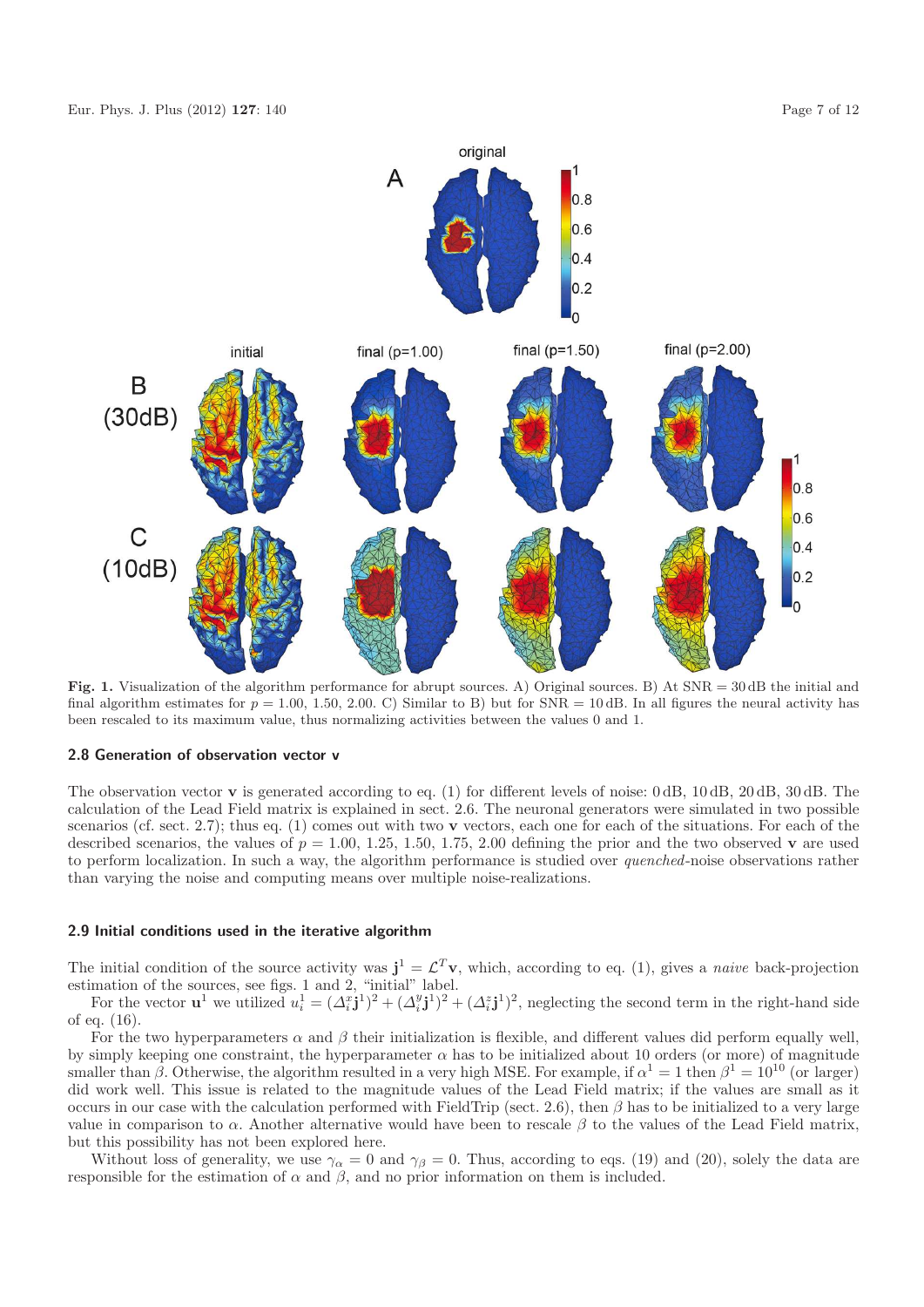**Fig. 1.** Visualization of the algorithm performance for abrupt sources. A) Original sources. B) At SNR = 30 dB the initial and final algorithm estimates for $p = 1.00$, 1.50, 2.00. C) Similar to B) but for SNR = 10 dB. In all figures the neural activity has been rescaled to its maximum value, thus normalizing activities between the values 0 and 1.

### 2.8 Generation of observation vector v

The observation vector $\mathbf{v}$ is generated according to eq. (1) for different levels of noise: 0 dB, 10 dB, 20 dB, 30 dB. The calculation of the Lead Field matrix is explained in sect. 2.6. The neuronal generators were simulated in two possible scenarios (cf. sect. 2.7); thus eq. (1) comes out with two $\mathbf{v}$ vectors, each one for each of the situations. For each of the described scenarios, the values of $p = 1.00, 1.25, 1.50, 1.75, 2.00$ defining the prior and the two observed $\mathbf{v}$ are used to perform localization. In such a way, the algorithm performance is studied over *quenched*-noise observations rather than varying the noise and computing means over multiple noise-realizations.

### 2.9 Initial conditions used in the iterative algorithm

The initial condition of the source activity was $\mathbf{j}^1 = \mathcal{L}^T\mathbf{v}$, which, according to eq. (1), gives a *naive* back-projection estimation of the sources, see figs. 1 and 2, "initial" label.

For the vector $\mathbf{u}^1$ we utilized $u_i^1 = (\Delta_i^x\mathbf{j}^1)^2 + (\Delta_i^y\mathbf{j}^1)^2 + (\Delta_i^z\mathbf{j}^1)^2$, neglecting the second term in the right-hand side of eq. (16).

For the two hyperparameters $\alpha$ and $\beta$ their initialization is flexible, and different values did perform equally well, by simply keeping one constraint, the hyperparameter $\alpha$ has to be initialized about 10 orders (or more) of magnitude smaller than $\beta$. Otherwise, the algorithm resulted in a very high MSE. For example, if $\alpha^1 = 1$ then $\beta^1 = 10^{10}$ (or larger) did work well. This issue is related to the magnitude values of the Lead Field matrix; if the values are small as it occurs in our case with the calculation performed with FieldTrip (sect. 2.6), then $\beta$ has to be initialized to a very large value in comparison to $\alpha$. Another alternative would have been to rescale $\beta$ to the values of the Lead Field matrix, but this possibility has not been explored here.

Without loss of generality, we use $\gamma_\alpha = 0$ and $\gamma_\beta = 0$. Thus, according to eqs. (19) and (20), solely the data are responsible for the estimation of $\alpha$ and $\beta$, and no prior information on them is included.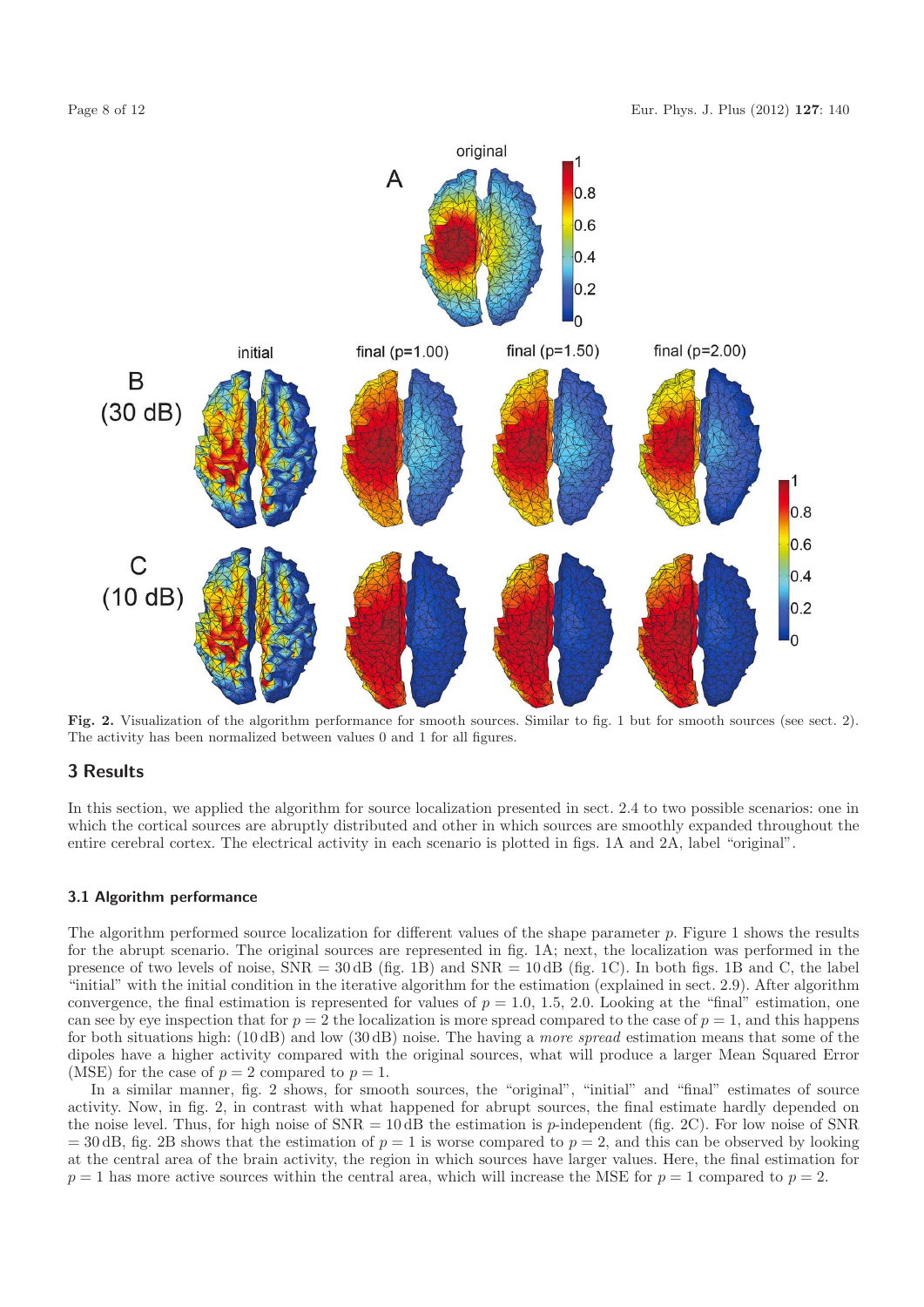**Fig. 2.** Visualization of the algorithm performance for smooth sources. Similar to fig. 1 but for smooth sources (see sect. 2). The activity has been normalized between values 0 and 1 for all figures.

## 3 Results

In this section, we applied the algorithm for source localization presented in sect. 2.4 to two possible scenarios: one in which the cortical sources are abruptly distributed and other in which sources are smoothly expanded throughout the entire cerebral cortex. The electrical activity in each scenario is plotted in figs. 1A and 2A, label "original".

### 3.1 Algorithm performance

The algorithm performed source localization for different values of the shape parameter $p$. Figure 1 shows the results for the abrupt scenario. The original sources are represented in fig. 1A; next, the localization was performed in the presence of two levels of noise, SNR $= 30\,\text{dB}$ (fig. 1B) and SNR $= 10\,\text{dB}$ (fig. 1C). In both figs. 1B and C, the label "initial" with the initial condition in the iterative algorithm for the estimation (explained in sect. 2.9). After algorithm convergence, the final estimation is represented for values of $p = 1.0$, $1.5$, $2.0$. Looking at the "final" estimation, one can see by eye inspection that for $p = 2$ the localization is more spread compared to the case of $p = 1$, and this happens for both situations high: (10 dB) and low (30 dB) noise. The having a *more spread* estimation means that some of the dipoles have a higher activity compared with the original sources, what will produce a larger Mean Squared Error (MSE) for the case of $p = 2$ compared to $p = 1$.

In a similar manner, fig. 2 shows, for smooth sources, the "original", "initial" and "final" estimates of source activity. Now, in fig. 2, in contrast with what happened for abrupt sources, the final estimate hardly depended on the noise level. Thus, for high noise of SNR $= 10\,\text{dB}$ the estimation is $p$-independent (fig. 2C). For low noise of SNR $= 30\,\text{dB}$, fig. 2B shows that the estimation of $p = 1$ is worse compared to $p = 2$, and this can be observed by looking at the central area of the brain activity, the region in which sources have larger values. Here, the final estimation for $p = 1$ has more active sources within the central area, which will increase the MSE for $p = 1$ compared to $p = 2$.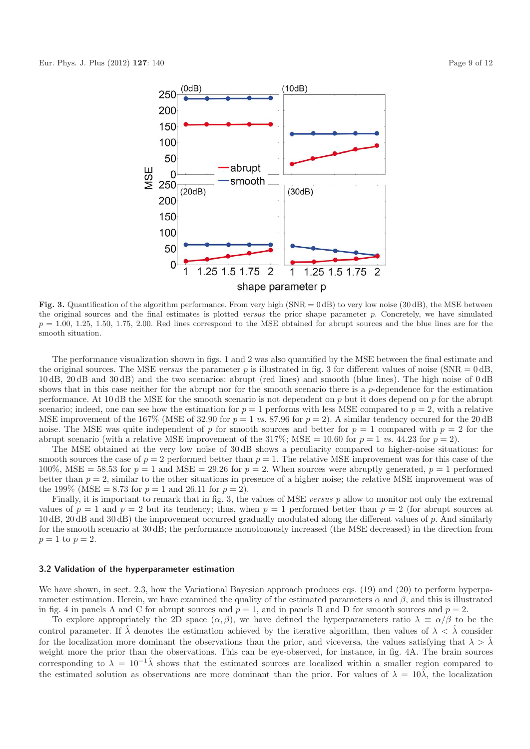**Fig. 3.** Quantification of the algorithm performance. From very high (SNR = 0 dB) to very low noise (30 dB), the MSE between the original sources and the final estimates is plotted *versus* the prior shape parameter $p$. Concretely, we have simulated $p = 1.00$, 1.25, 1.50, 1.75, 2.00. Red lines correspond to the MSE obtained for abrupt sources and the blue lines are for the smooth situation.

The performance visualization shown in figs. 1 and 2 was also quantified by the MSE between the final estimate and the original sources. The MSE *versus* the parameter $p$ is illustrated in fig. 3 for different values of noise (SNR = 0 dB, 10 dB, 20 dB and 30 dB) and the two scenarios: abrupt (red lines) and smooth (blue lines). The high noise of 0 dB shows that in this case neither for the abrupt nor for the smooth scenario there is a $p$-dependence for the estimation performance. At 10 dB the MSE for the smooth scenario is not dependent on $p$ but it does depend on $p$ for the abrupt scenario; indeed, one can see how the estimation for $p = 1$ performs with less MSE compared to $p = 2$, with a relative MSE improvement of the 167% (MSE of 32.90 for $p = 1$ *vs.* 87.96 for $p = 2$). A similar tendency occured for the 20 dB noise. The MSE was quite independent of $p$ for smooth sources and better for $p = 1$ compared with $p = 2$ for the abrupt scenario (with a relative MSE improvement of the 317%; MSE = 10.60 for $p = 1$ *vs.* 44.23 for $p = 2$).

The MSE obtained at the very low noise of 30 dB shows a peculiarity compared to higher-noise situations: for smooth sources the case of $p = 2$ performed better than $p = 1$. The relative MSE improvement was for this case of the 100%, MSE = 58.53 for $p = 1$ and MSE = 29.26 for $p = 2$. When sources were abruptly generated, $p = 1$ performed better than $p = 2$, similar to the other situations in presence of a higher noise; the relative MSE improvement was of the 199% (MSE = 8.73 for $p = 1$ and 26.11 for $p = 2$).

Finally, it is important to remark that in fig. 3, the values of MSE *versus* $p$ allow to monitor not only the extremal values of $p = 1$ and $p = 2$ but its tendency; thus, when $p = 1$ performed better than $p = 2$ (for abrupt sources at 10 dB, 20 dB and 30 dB) the improvement occurred gradually modulated along the different values of $p$. And similarly for the smooth scenario at 30 dB; the performance monotonously increased (the MSE decreased) in the direction from $p = 1$ to $p = 2$.

### 3.2 Validation of the hyperparameter estimation

We have shown, in sect. 2.3, how the Variational Bayesian approach produces eqs. (19) and (20) to perform hyperparameter estimation. Herein, we have examined the quality of the estimated parameters $\alpha$ and $\beta$, and this is illustrated in fig. 4 in panels A and C for abrupt sources and $p = 1$, and in panels B and D for smooth sources and $p = 2$.

To explore appropriately the 2D space $(\alpha, \beta)$, we have defined the hyperparameters ratio $\lambda \equiv \alpha/\beta$ to be the control parameter. If $\hat{\lambda}$ denotes the estimation achieved by the iterative algorithm, then values of $\lambda < \hat{\lambda}$ consider for the localization more dominant the observations than the prior, and viceversa, the values satisfying that $\lambda > \hat{\lambda}$ weight more the prior than the observations. This can be eye-observed, for instance, in fig. 4A. The brain sources corresponding to $\lambda = 10^{-1}\hat{\lambda}$ shows that the estimated sources are localized within a smaller region compared to the estimated solution as observations are more dominant than the prior. For values of $\lambda = 10\hat{\lambda}$, the localization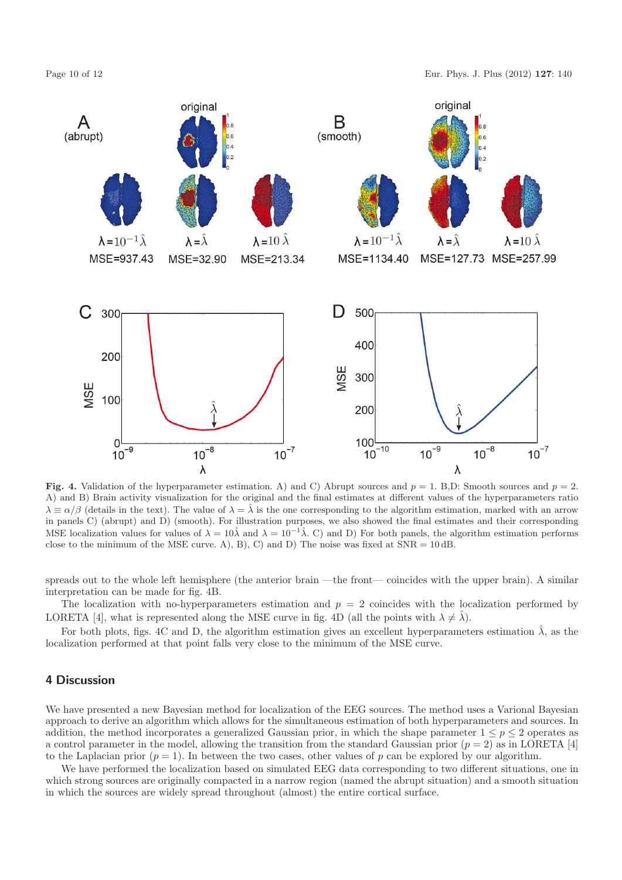**Fig. 4.** Validation of the hyperparameter estimation. A) and C) Abrupt sources and $p = 1$. B,D: Smooth sources and $p = 2$. A) and B) Brain activity visualization for the original and the final estimates at different values of the hyperparameters ratio $\lambda \equiv \alpha/\beta$ (details in the text). The value of $\lambda = \hat{\lambda}$ is the one corresponding to the algorithm estimation, marked with an arrow in panels C) (abrupt) and D) (smooth). For illustration purposes, we also showed the final estimates and their corresponding MSE localization values for values of $\lambda = 10\hat{\lambda}$ and $\lambda = 10^{-1}\hat{\lambda}$. C) and D) For both panels, the algorithm estimation performs close to the minimum of the MSE curve. A), B), C) and D) The noise was fixed at SNR = 10 dB.

spreads out to the whole left hemisphere (the anterior brain —the front— coincides with the upper brain). A similar interpretation can be made for fig. 4B.

The localization with no-hyperparameters estimation and $p = 2$ coincides with the localization performed by LORETA [4], what is represented along the MSE curve in fig. 4D (all the points with $\lambda \neq \hat{\lambda}$).

For both plots, figs. 4C and D, the algorithm estimation gives an excellent hyperparameters estimation $\hat{\lambda}$, as the localization performed at that point falls very close to the minimum of the MSE curve.

## 4 Discussion

We have presented a new Bayesian method for localization of the EEG sources. The method uses a Varional Bayesian approach to derive an algorithm which allows for the simultaneous estimation of both hyperparameters and sources. In addition, the method incorporates a generalized Gaussian prior, in which the shape parameter $1 \leq p \leq 2$ operates as a control parameter in the model, allowing the transition from the standard Gaussian prior ($p = 2$) as in LORETA [4] to the Laplacian prior ($p = 1$). In between the two cases, other values of $p$ can be explored by our algorithm.

We have performed the localization based on simulated EEG data corresponding to two different situations, one in which strong sources are originally compacted in a narrow region (named the abrupt situation) and a smooth situation in which the sources are widely spread throughout (almost) the entire cortical surface.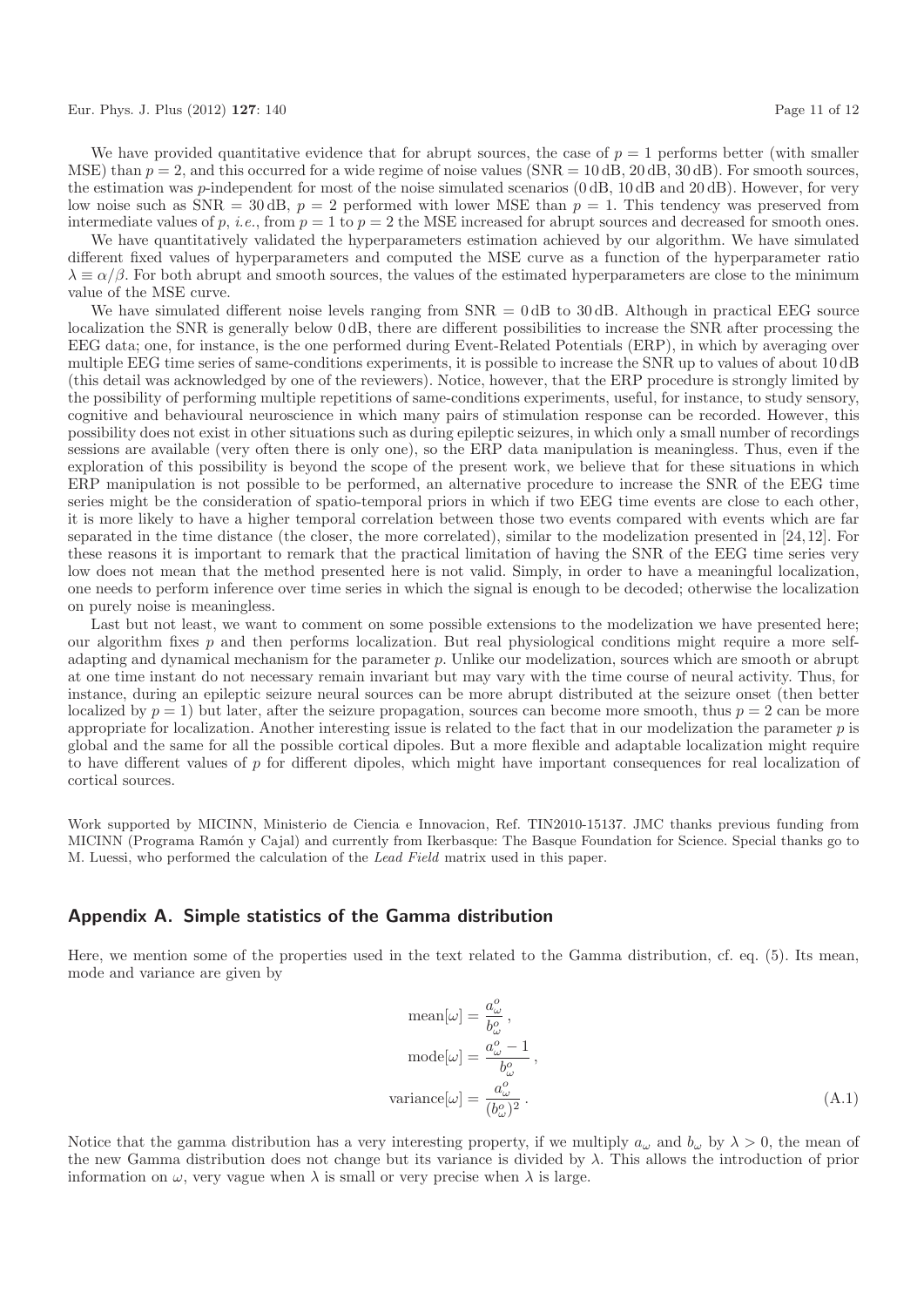We have provided quantitative evidence that for abrupt sources, the case of $p = 1$ performs better (with smaller MSE) than $p = 2$, and this occurred for a wide regime of noise values (SNR = 10 dB, 20 dB, 30 dB). For smooth sources, the estimation was $p$-independent for most of the noise simulated scenarios (0 dB, 10 dB and 20 dB). However, for very low noise such as SNR = 30 dB, $p = 2$ performed with lower MSE than $p = 1$. This tendency was preserved from intermediate values of $p$, *i.e.*, from $p = 1$ to $p = 2$ the MSE increased for abrupt sources and decreased for smooth ones.

We have quantitatively validated the hyperparameters estimation achieved by our algorithm. We have simulated different fixed values of hyperparameters and computed the MSE curve as a function of the hyperparameter ratio $\lambda \equiv \alpha/\beta$. For both abrupt and smooth sources, the values of the estimated hyperparameters are close to the minimum value of the MSE curve.

We have simulated different noise levels ranging from SNR = 0 dB to 30 dB. Although in practical EEG source localization the SNR is generally below 0 dB, there are different possibilities to increase the SNR after processing the EEG data; one, for instance, is the one performed during Event-Related Potentials (ERP), in which by averaging over multiple EEG time series of same-conditions experiments, it is possible to increase the SNR up to values of about 10 dB (this detail was acknowledged by one of the reviewers). Notice, however, that the ERP procedure is strongly limited by the possibility of performing multiple repetitions of same-conditions experiments, useful, for instance, to study sensory, cognitive and behavioural neuroscience in which many pairs of stimulation response can be recorded. However, this possibility does not exist in other situations such as during epileptic seizures, in which only a small number of recordings sessions are available (very often there is only one), so the ERP data manipulation is meaningless. Thus, even if the exploration of this possibility is beyond the scope of the present work, we believe that for these situations in which ERP manipulation is not possible to be performed, an alternative procedure to increase the SNR of the EEG time series might be the consideration of spatio-temporal priors in which if two EEG time events are close to each other, it is more likely to have a higher temporal correlation between those two events compared with events which are far separated in the time distance (the closer, the more correlated), similar to the modelization presented in [24,12]. For these reasons it is important to remark that the practical limitation of having the SNR of the EEG time series very low does not mean that the method presented here is not valid. Simply, in order to have a meaningful localization, one needs to perform inference over time series in which the signal is enough to be decoded; otherwise the localization on purely noise is meaningless.

Last but not least, we want to comment on some possible extensions to the modelization we have presented here; our algorithm fixes $p$ and then performs localization. But real physiological conditions might require a more self-adapting and dynamical mechanism for the parameter $p$. Unlike our modelization, sources which are smooth or abrupt at one time instant do not necessary remain invariant but may vary with the time course of neural activity. Thus, for instance, during an epileptic seizure neural sources can be more abrupt distributed at the seizure onset (then better localized by $p = 1$) but later, after the seizure propagation, sources can become more smooth, thus $p = 2$ can be more appropriate for localization. Another interesting issue is related to the fact that in our modelization the parameter $p$ is global and the same for all the possible cortical dipoles. But a more flexible and adaptable localization might require to have different values of $p$ for different dipoles, which might have important consequences for real localization of cortical sources.

Work supported by MICINN, Ministerio de Ciencia e Innovacion, Ref. TIN2010-15137. JMC thanks previous funding from MICINN (Programa Ramón y Cajal) and currently from Ikerbasque: The Basque Foundation for Science. Special thanks go to M. Luessi, who performed the calculation of the *Lead Field* matrix used in this paper.

## Appendix A. Simple statistics of the Gamma distribution

Here, we mention some of the properties used in the text related to the Gamma distribution, cf. eq. (5). Its mean, mode and variance are given by

$$
\begin{aligned}
\mathrm{mean}[\omega] &= \frac{a^o_\omega}{b^o_\omega}\,,\\
\mathrm{mode}[\omega] &= \frac{a^o_\omega - 1}{b^o_\omega}\,,\\
\mathrm{variance}[\omega] &= \frac{a^o_\omega}{(b^o_\omega)^2}\,.
\end{aligned}
\tag{A.1}
$$

Notice that the gamma distribution has a very interesting property, if we multiply $a_\omega$ and $b_\omega$ by $\lambda > 0$, the mean of the new Gamma distribution does not change but its variance is divided by $\lambda$. This allows the introduction of prior information on $\omega$, very vague when $\lambda$ is small or very precise when $\lambda$ is large.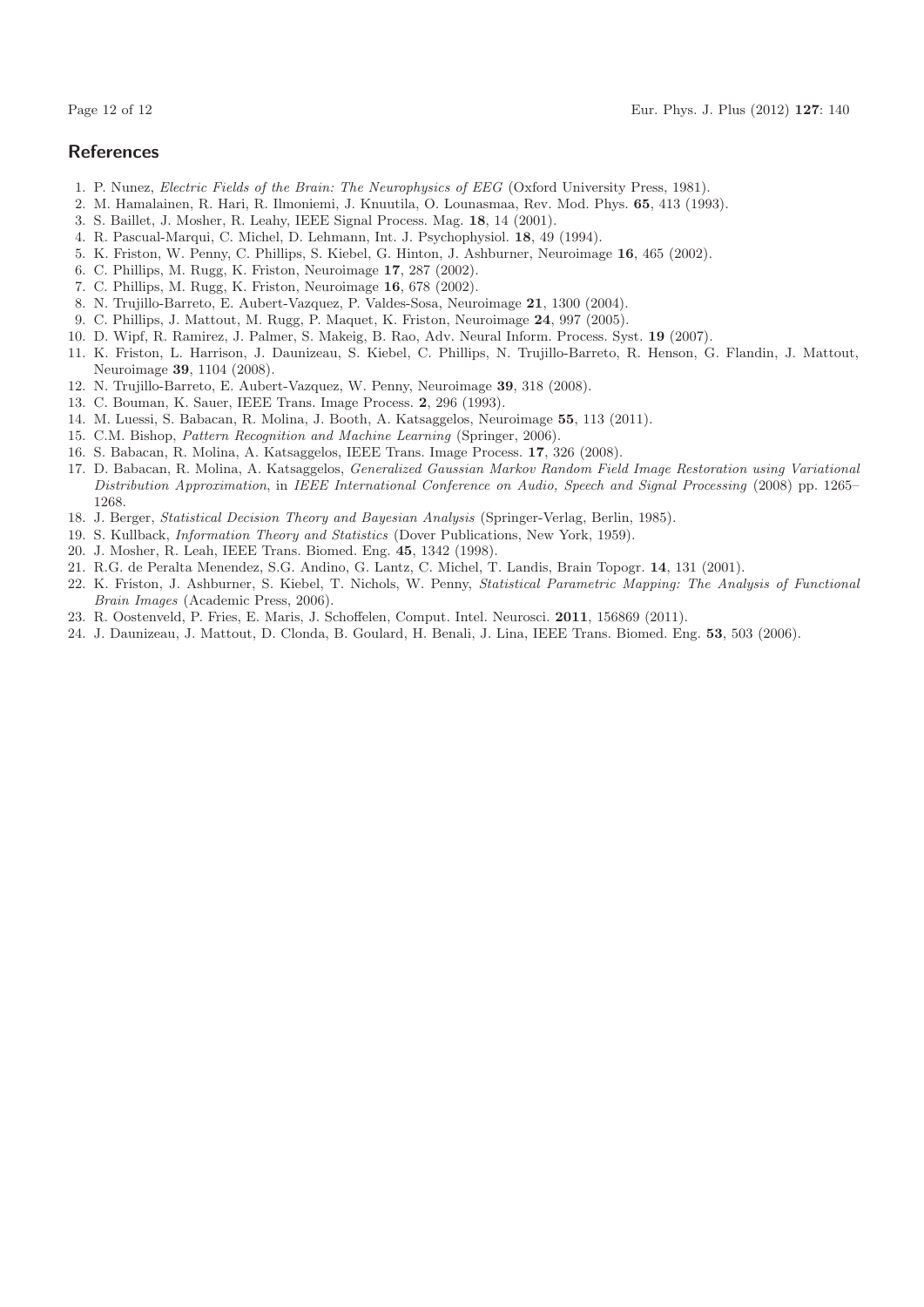## References

1. P. Nunez, *Electric Fields of the Brain: The Neurophysics of EEG* (Oxford University Press, 1981).
2. M. Hamalainen, R. Hari, R. Ilmoniemi, J. Knuutila, O. Lounasmaa, Rev. Mod. Phys. **65**, 413 (1993).
3. S. Baillet, J. Mosher, R. Leahy, IEEE Signal Process. Mag. **18**, 14 (2001).
4. R. Pascual-Marqui, C. Michel, D. Lehmann, Int. J. Psychophysiol. **18**, 49 (1994).
5. K. Friston, W. Penny, C. Phillips, S. Kiebel, G. Hinton, J. Ashburner, Neuroimage **16**, 465 (2002).
6. C. Phillips, M. Rugg, K. Friston, Neuroimage **17**, 287 (2002).
7. C. Phillips, M. Rugg, K. Friston, Neuroimage **16**, 678 (2002).
8. N. Trujillo-Barreto, E. Aubert-Vazquez, P. Valdes-Sosa, Neuroimage **21**, 1300 (2004).
9. C. Phillips, J. Mattout, M. Rugg, P. Maquet, K. Friston, Neuroimage **24**, 997 (2005).
10. D. Wipf, R. Ramirez, J. Palmer, S. Makeig, B. Rao, Adv. Neural Inform. Process. Syst. **19** (2007).
11. K. Friston, L. Harrison, J. Daunizeau, S. Kiebel, C. Phillips, N. Trujillo-Barreto, R. Henson, G. Flandin, J. Mattout, Neuroimage **39**, 1104 (2008).
12. N. Trujillo-Barreto, E. Aubert-Vazquez, W. Penny, Neuroimage **39**, 318 (2008).
13. C. Bouman, K. Sauer, IEEE Trans. Image Process. **2**, 296 (1993).
14. M. Luessi, S. Babacan, R. Molina, J. Booth, A. Katsaggelos, Neuroimage **55**, 113 (2011).
15. C.M. Bishop, *Pattern Recognition and Machine Learning* (Springer, 2006).
16. S. Babacan, R. Molina, A. Katsaggelos, IEEE Trans. Image Process. **17**, 326 (2008).
17. D. Babacan, R. Molina, A. Katsaggelos, *Generalized Gaussian Markov Random Field Image Restoration using Variational Distribution Approximation*, in *IEEE International Conference on Audio, Speech and Signal Processing* (2008) pp. 1265–1268.
18. J. Berger, *Statistical Decision Theory and Bayesian Analysis* (Springer-Verlag, Berlin, 1985).
19. S. Kullback, *Information Theory and Statistics* (Dover Publications, New York, 1959).
20. J. Mosher, R. Leah, IEEE Trans. Biomed. Eng. **45**, 1342 (1998).
21. R.G. de Peralta Menendez, S.G. Andino, G. Lantz, C. Michel, T. Landis, Brain Topogr. **14**, 131 (2001).
22. K. Friston, J. Ashburner, S. Kiebel, T. Nichols, W. Penny, *Statistical Parametric Mapping: The Analysis of Functional Brain Images* (Academic Press, 2006).
23. R. Oostenveld, P. Fries, E. Maris, J. Schoffelen, Comput. Intel. Neurosci. **2011**, 156869 (2011).
24. J. Daunizeau, J. Mattout, D. Clonda, B. Goulard, H. Benali, J. Lina, IEEE Trans. Biomed. Eng. **53**, 503 (2006).